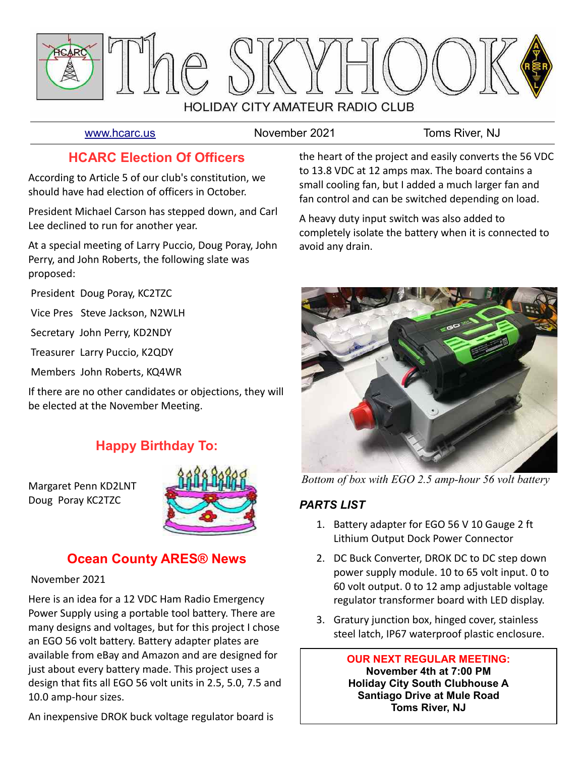# The SKYHOOK

HOLIDAY CITY AMATEUR RADIO CLUB

www.hcarc.us | November 2021 | Toms River, NJ

## HCARC Election Of Officers

According to Article 5 of our club's constitution, we should have had election of officers in October.

President Michael Carson has stepped down, and Carl Lee declined to run for another year.

At a special meeting of Larry Puccio, Doug Poray, John Perry, and John Roberts, the following slate was proposed:

President Doug Poray, KC2TZC

Vice Pres Steve Jackson, N2WLH

Secretary John Perry, KD2NDY

Treasurer Larry Puccio, K2QDY

Members John Roberts, KQ4WR

If there are no other candidates or objections, they will be elected at the November Meeting.

## Happy Birthday To:

Margaret Penn KD2LNT
Doug Poray KC2TZC

## Ocean County ARES® News

November 2021

Here is an idea for a 12 VDC Ham Radio Emergency Power Supply using a portable tool battery. There are many designs and voltages, but for this project I chose an EGO 56 volt battery. Battery adapter plates are available from eBay and Amazon and are designed for just about every battery made. This project uses a design that fits all EGO 56 volt units in 2.5, 5.0, 7.5 and 10.0 amp-hour sizes.

An inexpensive DROK buck voltage regulator board is the heart of the project and easily converts the 56 VDC to 13.8 VDC at 12 amps max. The board contains a small cooling fan, but I added a much larger fan and fan control and can be switched depending on load.

A heavy duty input switch was also added to completely isolate the battery when it is connected to avoid any drain.

*Bottom of box with EGO 2.5 amp-hour 56 volt battery*

### PARTS LIST

1. Battery adapter for EGO 56 V 10 Gauge 2 ft Lithium Output Dock Power Connector
2. DC Buck Converter, DROK DC to DC step down power supply module. 10 to 65 volt input. 0 to 60 volt output. 0 to 12 amp adjustable voltage regulator transformer board with LED display.
3. Gratury junction box, hinged cover, stainless steel latch, IP67 waterproof plastic enclosure.

**OUR NEXT REGULAR MEETING:**
**November 4th at 7:00 PM**
**Holiday City South Clubhouse A**
**Santiago Drive at Mule Road**
**Toms River, NJ**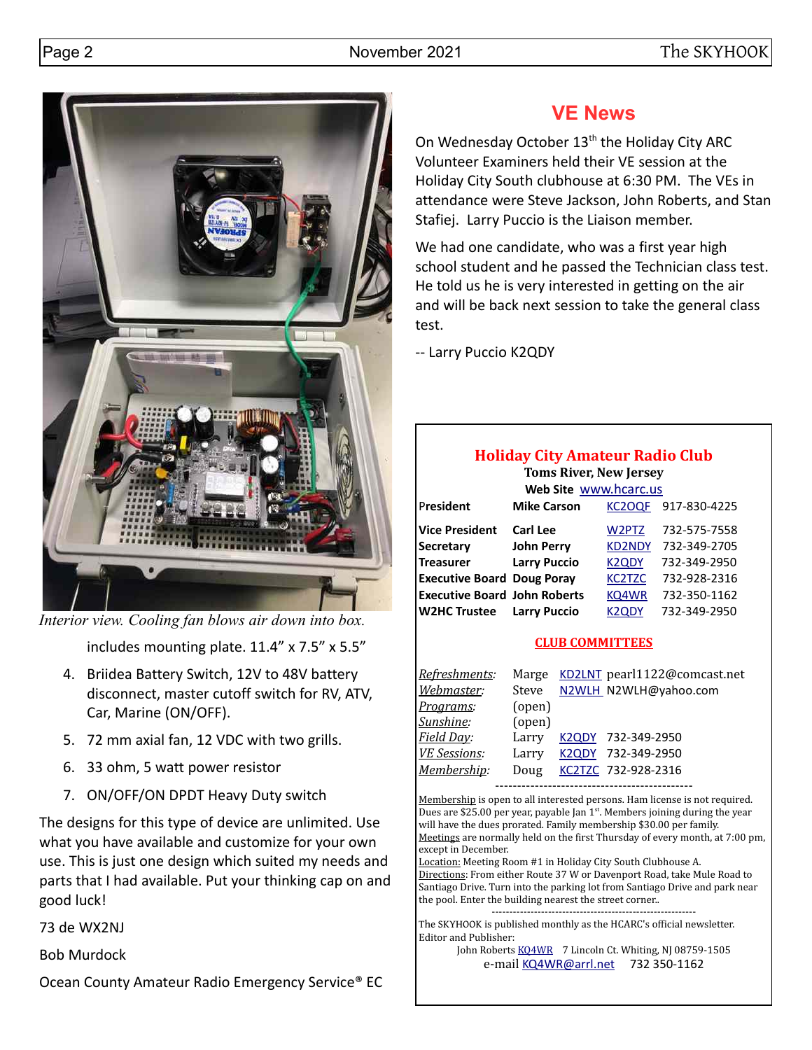*Interior view. Cooling fan blows air down into box.*

includes mounting plate. 11.4" x 7.5" x 5.5"

4. Briidea Battery Switch, 12V to 48V battery disconnect, master cutoff switch for RV, ATV, Car, Marine (ON/OFF).
5. 72 mm axial fan, 12 VDC with two grills.
6. 33 ohm, 5 watt power resistor
7. ON/OFF/ON DPDT Heavy Duty switch

The designs for this type of device are unlimited. Use what you have available and customize for your own use. This is just one design which suited my needs and parts that I had available. Put your thinking cap on and good luck!

73 de WX2NJ

Bob Murdock

Ocean County Amateur Radio Emergency Service® EC

## VE News

On Wednesday October 13th the Holiday City ARC Volunteer Examiners held their VE session at the Holiday City South clubhouse at 6:30 PM. The VEs in attendance were Steve Jackson, John Roberts, and Stan Stafiej. Larry Puccio is the Liaison member.

We had one candidate, who was a first year high school student and he passed the Technician class test. He told us he is very interested in getting on the air and will be back next session to take the general class test.

-- Larry Puccio K2QDY

## Holiday City Amateur Radio Club

**Toms River, New Jersey**

**Web Site** www.hcarc.us

| | | | |
|---|---|---|---|
| **President** | **Mike Carson** | KC2OQF | 917-830-4225 |
| **Vice President** | **Carl Lee** | W2PTZ | 732-575-7558 |
| **Secretary** | **John Perry** | KD2NDY | 732-349-2705 |
| **Treasurer** | **Larry Puccio** | K2QDY | 732-349-2950 |
| **Executive Board** | **Doug Poray** | KC2TZC | 732-928-2316 |
| **Executive Board** | **John Roberts** | KQ4WR | 732-350-1162 |
| **W2HC Trustee** | **Larry Puccio** | K2QDY | 732-349-2950 |

### CLUB COMMITTEES

| | | | |
|---|---|---|---|
| *Refreshments:* | Marge | KD2LNT | pearl1122@comcast.net |
| *Webmaster:* | Steve | N2WLH | N2WLH@yahoo.com |
| *Programs:* | (open) | | |
| *Sunshine:* | (open) | | |
| *Field Day:* | Larry | K2QDY | 732-349-2950 |
| *VE Sessions:* | Larry | K2QDY | 732-349-2950 |
| *Membership:* | Doug | KC2TZC | 732-928-2316 |

---

Membership is open to all interested persons. Ham license is not required. Dues are $25.00 per year, payable Jan 1st. Members joining during the year will have the dues prorated. Family membership $30.00 per family.

Meetings are normally held on the first Thursday of every month, at 7:00 pm, except in December.

Location: Meeting Room #1 in Holiday City South Clubhouse A.

Directions: From either Route 37 W or Davenport Road, take Mule Road to Santiago Drive. Turn into the parking lot from Santiago Drive and park near the pool. Enter the building nearest the street corner..

---

The SKYHOOK is published monthly as the HCARC's official newsletter.
Editor and Publisher:

John Roberts KQ4WR 7 Lincoln Ct. Whiting, NJ 08759-1505

e-mail KQ4WR@arrl.net 732 350-1162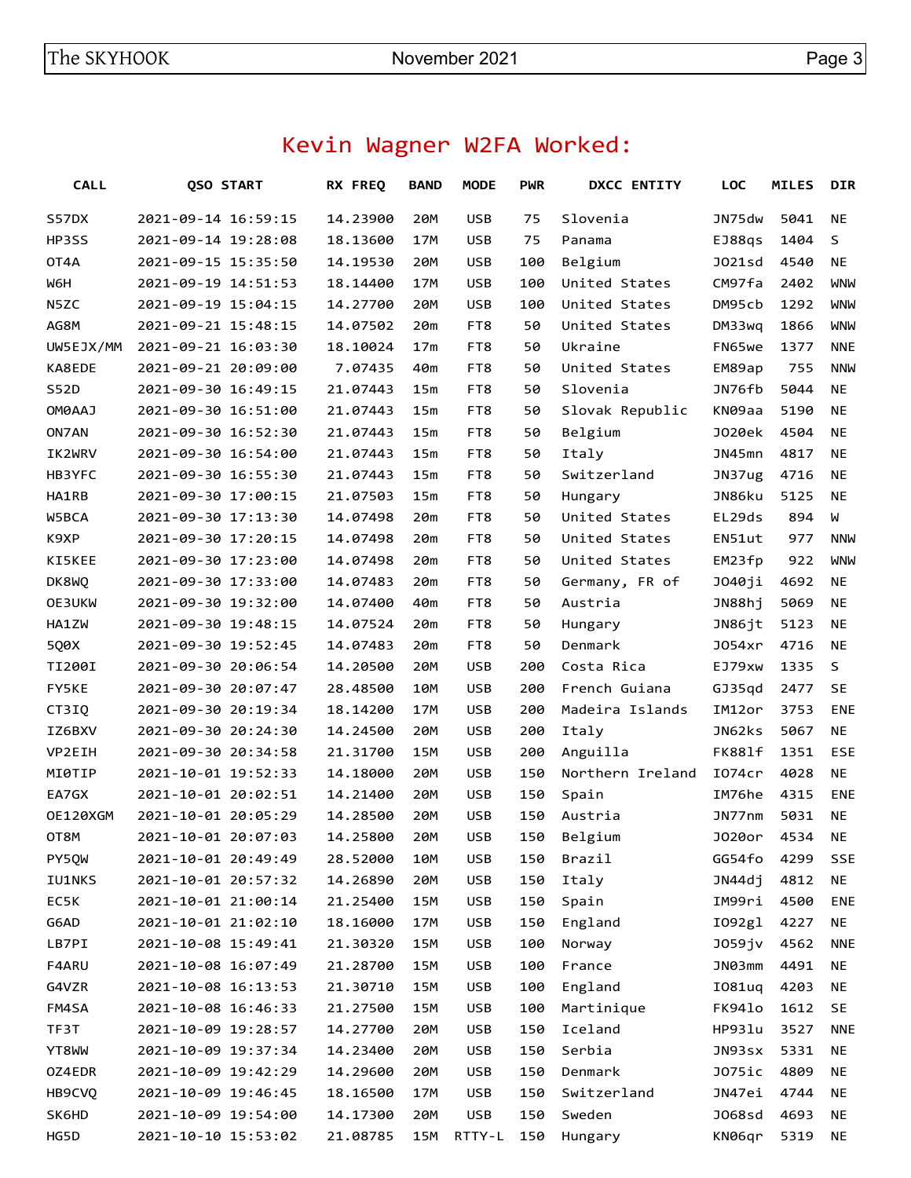# Kevin Wagner W2FA Worked:

| CALL | QSO START | RX FREQ | BAND | MODE | PWR | DXCC ENTITY | LOC | MILES | DIR |
|---|---|---|---|---|---|---|---|---|---|
| S57DX | 2021-09-14 16:59:15 | 14.23900 | 20M | USB | 75 | Slovenia | JN75dw | 5041 | NE |
| HP3SS | 2021-09-14 19:28:08 | 18.13600 | 17M | USB | 75 | Panama | EJ88qs | 1404 | S |
| OT4A | 2021-09-15 15:35:50 | 14.19530 | 20M | USB | 100 | Belgium | JO21sd | 4540 | NE |
| W6H | 2021-09-19 14:51:53 | 18.14400 | 17M | USB | 100 | United States | CM97fa | 2402 | WNW |
| N5ZC | 2021-09-19 15:04:15 | 14.27700 | 20M | USB | 100 | United States | DM95cb | 1292 | WNW |
| AG8M | 2021-09-21 15:48:15 | 14.07502 | 20m | FT8 | 50 | United States | DM33wq | 1866 | WNW |
| UW5EJX/MM | 2021-09-21 16:03:30 | 18.10024 | 17m | FT8 | 50 | Ukraine | FN65we | 1377 | NNE |
| KA8EDE | 2021-09-21 20:09:00 | 7.07435 | 40m | FT8 | 50 | United States | EM89ap | 755 | NNW |
| S52D | 2021-09-30 16:49:15 | 21.07443 | 15m | FT8 | 50 | Slovenia | JN76fb | 5044 | NE |
| OM0AAJ | 2021-09-30 16:51:00 | 21.07443 | 15m | FT8 | 50 | Slovak Republic | KN09aa | 5190 | NE |
| ON7AN | 2021-09-30 16:52:30 | 21.07443 | 15m | FT8 | 50 | Belgium | JO20ek | 4504 | NE |
| IK2WRV | 2021-09-30 16:54:00 | 21.07443 | 15m | FT8 | 50 | Italy | JN45mn | 4817 | NE |
| HB3YFC | 2021-09-30 16:55:30 | 21.07443 | 15m | FT8 | 50 | Switzerland | JN37ug | 4716 | NE |
| HA1RB | 2021-09-30 17:00:15 | 21.07503 | 15m | FT8 | 50 | Hungary | JN86ku | 5125 | NE |
| W5BCA | 2021-09-30 17:13:30 | 14.07498 | 20m | FT8 | 50 | United States | EL29ds | 894 | W |
| K9XP | 2021-09-30 17:20:15 | 14.07498 | 20m | FT8 | 50 | United States | EN51ut | 977 | NNW |
| KI5KEE | 2021-09-30 17:23:00 | 14.07498 | 20m | FT8 | 50 | United States | EM23fp | 922 | WNW |
| DK8WQ | 2021-09-30 17:33:00 | 14.07483 | 20m | FT8 | 50 | Germany, FR of | JO40ji | 4692 | NE |
| OE3UKW | 2021-09-30 19:32:00 | 14.07400 | 40m | FT8 | 50 | Austria | JN88hj | 5069 | NE |
| HA1ZW | 2021-09-30 19:48:15 | 14.07524 | 20m | FT8 | 50 | Hungary | JN86jt | 5123 | NE |
| 5Q0X | 2021-09-30 19:52:45 | 14.07483 | 20m | FT8 | 50 | Denmark | JO54xr | 4716 | NE |
| TI200I | 2021-09-30 20:06:54 | 14.20500 | 20M | USB | 200 | Costa Rica | EJ79xw | 1335 | S |
| FY5KE | 2021-09-30 20:07:47 | 28.48500 | 10M | USB | 200 | French Guiana | GJ35qd | 2477 | SE |
| CT3IQ | 2021-09-30 20:19:34 | 18.14200 | 17M | USB | 200 | Madeira Islands | IM12or | 3753 | ENE |
| IZ6BXV | 2021-09-30 20:24:30 | 14.24500 | 20M | USB | 200 | Italy | JN62ks | 5067 | NE |
| VP2EIH | 2021-09-30 20:34:58 | 21.31700 | 15M | USB | 200 | Anguilla | FK88lf | 1351 | ESE |
| MI0TIP | 2021-10-01 19:52:33 | 14.18000 | 20M | USB | 150 | Northern Ireland | IO74cr | 4028 | NE |
| EA7GX | 2021-10-01 20:02:51 | 14.21400 | 20M | USB | 150 | Spain | IM76he | 4315 | ENE |
| OE120XGM | 2021-10-01 20:05:29 | 14.28500 | 20M | USB | 150 | Austria | JN77nm | 5031 | NE |
| OT8M | 2021-10-01 20:07:03 | 14.25800 | 20M | USB | 150 | Belgium | JO20or | 4534 | NE |
| PY5QW | 2021-10-01 20:49:49 | 28.52000 | 10M | USB | 150 | Brazil | GG54fo | 4299 | SSE |
| IU1NKS | 2021-10-01 20:57:32 | 14.26890 | 20M | USB | 150 | Italy | JN44dj | 4812 | NE |
| EC5K | 2021-10-01 21:00:14 | 21.25400 | 15M | USB | 150 | Spain | IM99ri | 4500 | ENE |
| G6AD | 2021-10-01 21:02:10 | 18.16000 | 17M | USB | 150 | England | IO92gl | 4227 | NE |
| LB7PI | 2021-10-08 15:49:41 | 21.30320 | 15M | USB | 100 | Norway | JO59jv | 4562 | NNE |
| F4ARU | 2021-10-08 16:07:49 | 21.28700 | 15M | USB | 100 | France | JN03mm | 4491 | NE |
| G4VZR | 2021-10-08 16:13:53 | 21.30710 | 15M | USB | 100 | England | IO81uq | 4203 | NE |
| FM4SA | 2021-10-08 16:46:33 | 21.27500 | 15M | USB | 100 | Martinique | FK94lo | 1612 | SE |
| TF3T | 2021-10-09 19:28:57 | 14.27700 | 20M | USB | 150 | Iceland | HP93lu | 3527 | NNE |
| YT8WW | 2021-10-09 19:37:34 | 14.23400 | 20M | USB | 150 | Serbia | JN93sx | 5331 | NE |
| OZ4EDR | 2021-10-09 19:42:29 | 14.29600 | 20M | USB | 150 | Denmark | JO75ic | 4809 | NE |
| HB9CVQ | 2021-10-09 19:46:45 | 18.16500 | 17M | USB | 150 | Switzerland | JN47ei | 4744 | NE |
| SK6HD | 2021-10-09 19:54:00 | 14.17300 | 20M | USB | 150 | Sweden | JO68sd | 4693 | NE |
| HG5D | 2021-10-10 15:53:02 | 21.08785 | 15M | RTTY-L | 150 | Hungary | KN06qr | 5319 | NE |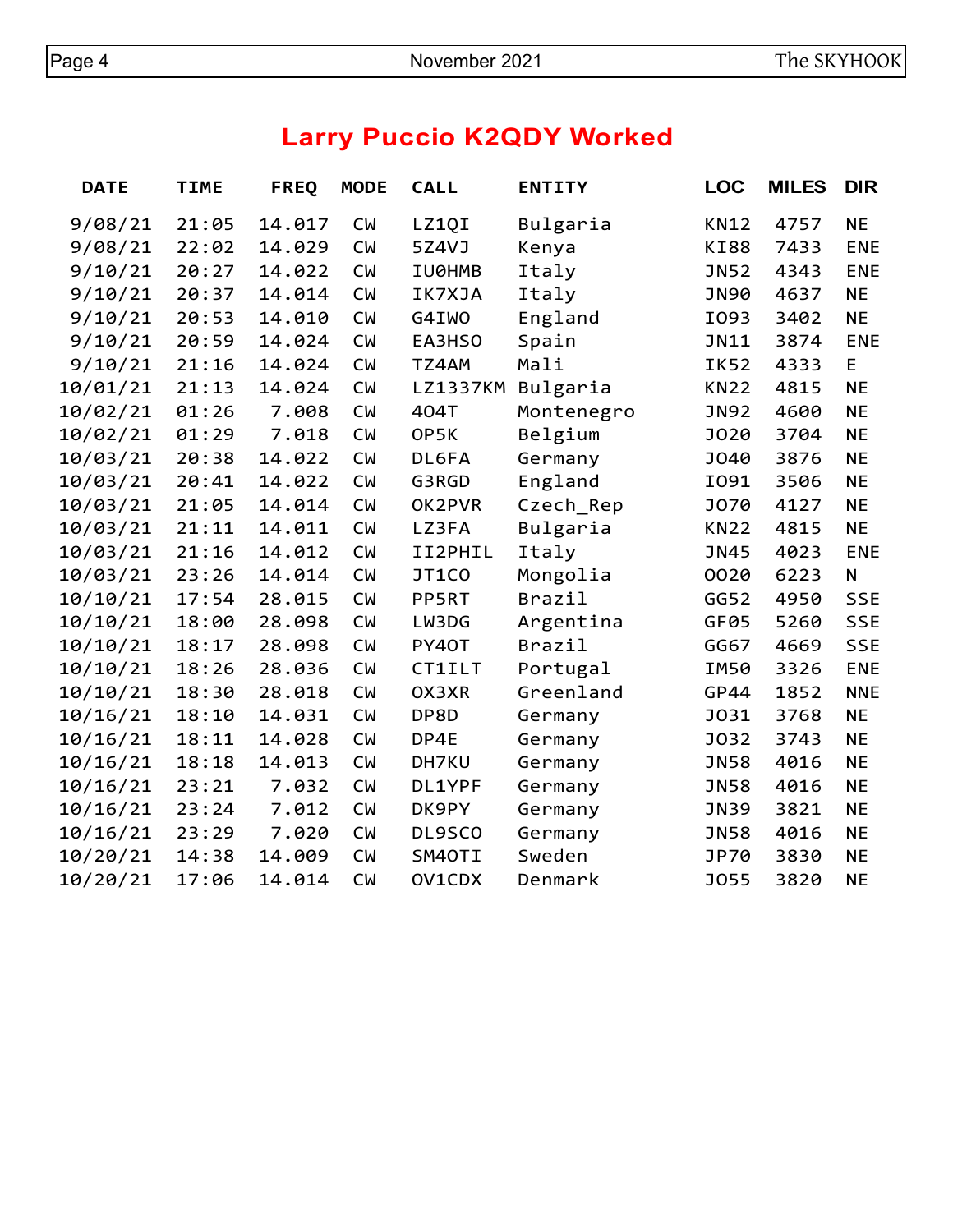## Larry Puccio K2QDY Worked

| DATE | TIME | FREQ | MODE | CALL | ENTITY | LOC | MILES | DIR |
|---|---|---|---|---|---|---|---|---|
| 9/08/21 | 21:05 | 14.017 | CW | LZ1QI | Bulgaria | KN12 | 4757 | NE |
| 9/08/21 | 22:02 | 14.029 | CW | 5Z4VJ | Kenya | KI88 | 7433 | ENE |
| 9/10/21 | 20:27 | 14.022 | CW | IU0HMB | Italy | JN52 | 4343 | ENE |
| 9/10/21 | 20:37 | 14.014 | CW | IK7XJA | Italy | JN90 | 4637 | NE |
| 9/10/21 | 20:53 | 14.010 | CW | G4IWO | England | IO93 | 3402 | NE |
| 9/10/21 | 20:59 | 14.024 | CW | EA3HSO | Spain | JN11 | 3874 | ENE |
| 9/10/21 | 21:16 | 14.024 | CW | TZ4AM | Mali | IK52 | 4333 | E |
| 10/01/21 | 21:13 | 14.024 | CW | LZ1337KM | Bulgaria | KN22 | 4815 | NE |
| 10/02/21 | 01:26 | 7.008 | CW | 4O4T | Montenegro | JN92 | 4600 | NE |
| 10/02/21 | 01:29 | 7.018 | CW | OP5K | Belgium | JO20 | 3704 | NE |
| 10/03/21 | 20:38 | 14.022 | CW | DL6FA | Germany | JO40 | 3876 | NE |
| 10/03/21 | 20:41 | 14.022 | CW | G3RGD | England | IO91 | 3506 | NE |
| 10/03/21 | 21:05 | 14.014 | CW | OK2PVR | Czech_Rep | JO70 | 4127 | NE |
| 10/03/21 | 21:11 | 14.011 | CW | LZ3FA | Bulgaria | KN22 | 4815 | NE |
| 10/03/21 | 21:16 | 14.012 | CW | II2PHIL | Italy | JN45 | 4023 | ENE |
| 10/03/21 | 23:26 | 14.014 | CW | JT1CO | Mongolia | OO20 | 6223 | N |
| 10/10/21 | 17:54 | 28.015 | CW | PP5RT | Brazil | GG52 | 4950 | SSE |
| 10/10/21 | 18:00 | 28.098 | CW | LW3DG | Argentina | GF05 | 5260 | SSE |
| 10/10/21 | 18:17 | 28.098 | CW | PY4OT | Brazil | GG67 | 4669 | SSE |
| 10/10/21 | 18:26 | 28.036 | CW | CT1ILT | Portugal | IM50 | 3326 | ENE |
| 10/10/21 | 18:30 | 28.018 | CW | OX3XR | Greenland | GP44 | 1852 | NNE |
| 10/16/21 | 18:10 | 14.031 | CW | DP8D | Germany | JO31 | 3768 | NE |
| 10/16/21 | 18:11 | 14.028 | CW | DP4E | Germany | JO32 | 3743 | NE |
| 10/16/21 | 18:18 | 14.013 | CW | DH7KU | Germany | JN58 | 4016 | NE |
| 10/16/21 | 23:21 | 7.032 | CW | DL1YPF | Germany | JN58 | 4016 | NE |
| 10/16/21 | 23:24 | 7.012 | CW | DK9PY | Germany | JN39 | 3821 | NE |
| 10/16/21 | 23:29 | 7.020 | CW | DL9SCO | Germany | JN58 | 4016 | NE |
| 10/20/21 | 14:38 | 14.009 | CW | SM4OTI | Sweden | JP70 | 3830 | NE |
| 10/20/21 | 17:06 | 14.014 | CW | OV1CDX | Denmark | JO55 | 3820 | NE |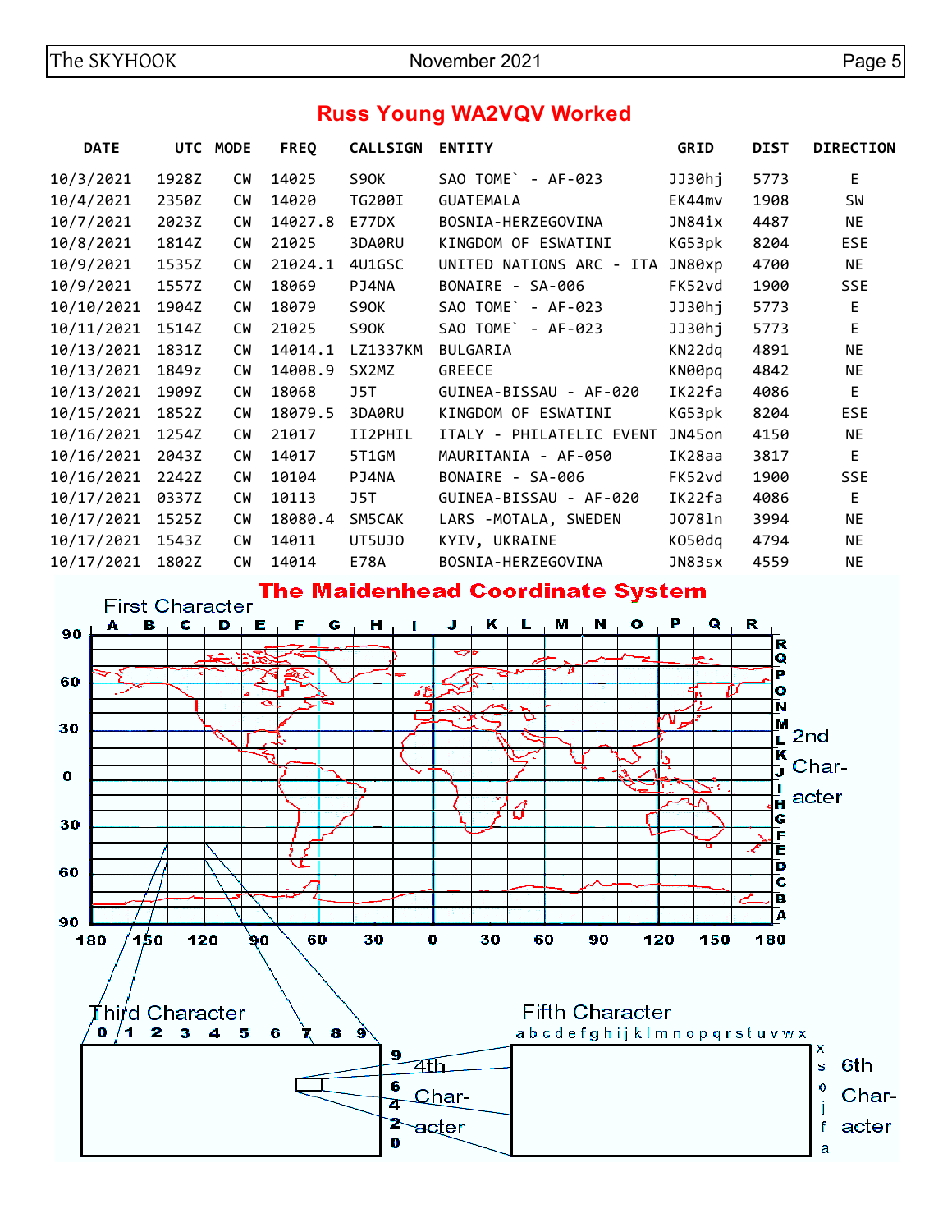## Russ Young WA2VQV Worked

| DATE | UTC | MODE | FREQ | CALLSIGN | ENTITY | GRID | DIST | DIRECTION |
|---|---|---|---|---|---|---|---|---|
| 10/3/2021 | 1928Z | CW | 14025 | S9OK | SAO TOME` - AF-023 | JJ30hj | 5773 | E |
| 10/4/2021 | 2350Z | CW | 14020 | TG200I | GUATEMALA | EK44mv | 1908 | SW |
| 10/7/2021 | 2023Z | CW | 14027.8 | E77DX | BOSNIA-HERZEGOVINA | JN84ix | 4487 | NE |
| 10/8/2021 | 1814Z | CW | 21025 | 3DA0RU | KINGDOM OF ESWATINI | KG53pk | 8204 | ESE |
| 10/9/2021 | 1535Z | CW | 21024.1 | 4U1GSC | UNITED NATIONS ARC - ITA | JN80xp | 4700 | NE |
| 10/9/2021 | 1557Z | CW | 18069 | PJ4NA | BONAIRE - SA-006 | FK52vd | 1900 | SSE |
| 10/10/2021 | 1904Z | CW | 18079 | S9OK | SAO TOME` - AF-023 | JJ30hj | 5773 | E |
| 10/11/2021 | 1514Z | CW | 21025 | S9OK | SAO TOME` - AF-023 | JJ30hj | 5773 | E |
| 10/13/2021 | 1831Z | CW | 14014.1 | LZ1337KM | BULGARIA | KN22dq | 4891 | NE |
| 10/13/2021 | 1849z | CW | 14008.9 | SX2MZ | GREECE | KN00pq | 4842 | NE |
| 10/13/2021 | 1909Z | CW | 18068 | J5T | GUINEA-BISSAU - AF-020 | IK22fa | 4086 | E |
| 10/15/2021 | 1852Z | CW | 18079.5 | 3DA0RU | KINGDOM OF ESWATINI | KG53pk | 8204 | ESE |
| 10/16/2021 | 1254Z | CW | 21017 | II2PHIL | ITALY - PHILATELIC EVENT | JN45on | 4150 | NE |
| 10/16/2021 | 2043Z | CW | 14017 | 5T1GM | MAURITANIA - AF-050 | IK28aa | 3817 | E |
| 10/16/2021 | 2242Z | CW | 10104 | PJ4NA | BONAIRE - SA-006 | FK52vd | 1900 | SSE |
| 10/17/2021 | 0337Z | CW | 10113 | J5T | GUINEA-BISSAU - AF-020 | IK22fa | 4086 | E |
| 10/17/2021 | 1525Z | CW | 18080.4 | SM5CAK | LARS -MOTALA, SWEDEN | JO78ln | 3994 | NE |
| 10/17/2021 | 1543Z | CW | 14011 | UT5UJO | KYIV, UKRAINE | KO50dq | 4794 | NE |
| 10/17/2021 | 1802Z | CW | 14014 | E78A | BOSNIA-HERZEGOVINA | JN83sx | 4559 | NE |

## The Maidenhead Coordinate System

First Character: A B C D E F G H I J K L M N O P Q R (longitude 180 – 180)

2nd Character: A – R (latitude 90 – 90)

Third Character: 0 1 2 3 4 5 6 7 8 9

4th Character: 0 2 4 6 9

Fifth Character: a b c d e f g h i j k l m n o p q r s t u v w x

6th Character: a f j o s x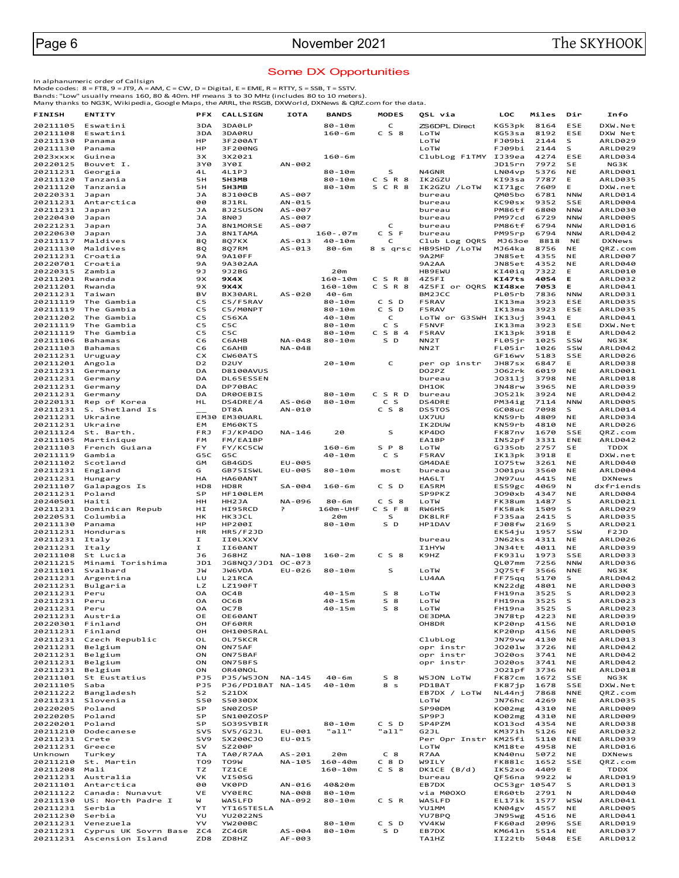## Some DX Opportunities

In alphanumeric order of Callsign
Mode codes: 8 = FT8, 9 = JT9, A = AM, C = CW, D = Digital, E = EME, R = RTTY, S = SSB, T = SSTV.
Bands: "Low" usually means 160, 80 & 40m. HF means 3 to 30 MHz (includes 80 to 10 meters).
Many thanks to NG3K, Wikipedia, Google Maps, the ARRL, the RSGB, DXWorld, DXNews & QRZ.com for the data.

| FINISH | ENTITY | PFX | CALLSIGN | IOTA | BANDS | MODES | QSL via | LOC | Miles | Dir | Info |
|---|---|---|---|---|---|---|---|---|---|---|---|
| 20211105 | Eswatini | 3DA | 3DA0LP | | 80-10m | C | ZS6DPL Direct | KG53pk | 8164 | ESE | DXW.Net |
| 20211108 | Eswatini | 3DA | 3DA0RU | | 160-6m | C S 8 | LoTW | KG53sa | 8192 | ESE | DXW Net |
| 20211130 | Panama | HP | 3F200AT | | | | LoTW | FJ09bi | 2144 | S | ARLD029 |
| 20211130 | Panama | HP | 3F200NG | | | | LoTW | FJ09bi | 2144 | S | ARLD029 |
| 2023xxxx | Guinea | 3X | 3X2021 | | 160-6m | | ClubLog F1TMY | IJ39ea | 4274 | ESE | ARLD034 |
| 20220125 | Bouvet I. | 3Y0 | 3Y0I | AN-002 | | | | JD15rn | 7972 | SE | NG3K |
| 20211231 | Georgia | 4L | 4L1PJ | | 80-10m | S | N4GNR | LN04vp | 5376 | NE | ARLD001 |
| 20211120 | Tanzania | 5H | **5H3MB** | | 80-10m | C S R 8 | IK2GZU | KI93sa | 7787 | E | ARLD035 |
| 20211120 | Tanzania | 5H | **5H3MB** | | 80-10m | S C R 8 | IK2GZU /LoTW | KI71gc | 7609 | E | DXW.net |
| 20220331 | Japan | JA | 8J100CB | AS-007 | | | bureau | QM05bo | 6781 | NNW | ARLD014 |
| 20211231 | Antarctica | 00 | 8J1RL | AN-015 | | | bureau | KC90sx | 9352 | SSE | ARLD004 |
| 20211231 | Japan | JA | 8J2SUSON | AS-007 | | | bureau | PM86tf | 6800 | NNW | ARLD030 |
| 20220430 | Japan | JA | 8N0J | AS-007 | | | bureau | PM97cd | 6729 | NNW | ARLD005 |
| 20221231 | Japan | JA | 8N1MORSE | AS-007 | | C | bureau | PM86tf | 6794 | NNW | ARLD016 |
| 20220630 | Japan | JA | 8N1TAMA | | 160-.07m | C S F | bureau | PM95rp | 6794 | NNW | ARLD042 |
| 20211117 | Maldives | 8Q | 8Q7KX | AS-013 | 40-10m | C | Club Log OQRS | MJ63oe | 8818 | NE | DXNews |
| 20211130 | Maldives | 8Q | 8Q7RM | AS-013 | 80-6m | 8 s qrsc | HB9SHD /LoTW | MJ64ka | 8756 | NE | QRZ.com |
| 20211231 | Croatia | 9A | 9A10FF | | | | 9A2MF | JN85et | 4355 | NE | ARLD007 |
| 20220701 | Croatia | 9A | 9A302AA | | | | 9A2AA | JN85et | 4352 | NE | ARLD040 |
| 20220315 | Zambia | 9J | 9J2BG | | 20m | | HB9EWU | KI40iq | 7322 | E | ARLD010 |
| 20211201 | Rwanda | 9X | **9X4X** | | 160-10m | C S R 8 | 4Z5FI | **KI47ts** | **4054** | **E** | ARLD032 |
| 20211201 | Rwanda | 9X | **9X4X** | | 160-10m | C S R 8 | 4Z5FI or OQRS | **KI48xe** | **7053** | **E** | ARLD041 |
| 20211231 | Taiwan | BV | BX30ARL | AS-020 | 40-6m | | BM2JCC | PL05rb | 7836 | NNW | ARLD034 |
| 20211119 | The Gambia | C5 | C5/F5RAV | | 80-10m | C S D | F5RAV | IK13ma | 3923 | ESE | ARLD035 |
| 20211119 | The Gambia | C5 | C5/M0NPT | | 80-10m | C S D | F5RAV | IK13ma | 3923 | ESE | ARLD035 |
| 20211202 | The Gambia | C5 | C56XA | | 40-10m | C | LoTW or G3SWH | IK13uj | 3941 | E | ARLD041 |
| 20211119 | The Gambia | C5 | C5C | | 80-10m | C S | F5NVF | IK13ma | 3923 | ESE | DXW.Net |
| 20211119 | The Gambia | C5 | C5C | | 80-10m | C S 8 4 | F5RAV | IK13pk | 3918 | E | ARLD042 |
| 20211106 | Bahamas | C6 | C6AHB | NA-048 | 80-10m | S D | NN2T | FL05jr | 1025 | SSW | NG3K |
| 20211103 | Bahamas | C6 | C6AHB | NA-048 | | | NN2T | FL05ir | 1026 | SSW | ARLD042 |
| 20211231 | Uruguay | CX | CW60ATS | | | | | GF16wv | 5183 | SSE | ARLD026 |
| 20211201 | Angola | D2 | D2UY | | 20-10m | C | per op instr | JH87sx | 6847 | E | ARLD038 |
| 20211231 | Germany | DA | D8100AVUS | | | | DO2PZ | JO62rk | 6019 | NE | ARLD001 |
| 20211231 | Germany | DA | DL65ESSEN | | | | bureau | JO31lj | 3798 | NE | ARLD018 |
| 20211231 | Germany | DA | DP70BAC | | | | DH1OK | JN48rw | 3965 | NE | ARLD039 |
| 20211231 | Germany | DA | DR0OEBIS | | 80-10m | C S R D | bureau | JO52lk | 3924 | NE | ARLD042 |
| 20220131 | Rep of Korea | HL | DS4DRE/4 | AS-060 | 80-10m | C S | DS4DRE | PM34ig | 7114 | NNW | ARLD005 |
| 20211231 | S. Shetland Is | __ | DT8A | AN-010 | | C S 8 | DS5TOS | GC08uc | 7098 | S | ARLD014 |
| 20211231 | Ukraine | EM30 | EM30UARL | | | | UX7UU | KN59rb | 4809 | NE | ARLD034 |
| 20211231 | Ukraine | EM | EM60KTS | | | | IK2DUW | KN59rb | 4810 | NE | ARLD026 |
| 20211124 | St. Barth. | FRJ | FJ/KP4DO | NA-146 | 20 | S | KP4DO | FK87nv | 1670 | SSE | QRZ.com |
| 20211105 | Martinique | FM | FM/EA1BP | | | | EA1BP | IN52pf | 3331 | ENE | ARLD042 |
| 20211103 | French Guiana | FY | FY/KC5CW | | 160-6m | S P 8 | LoTW | GJ35ob | 2757 | SE | TDDX |
| 20211119 | Gambia | G5C | G5C | | 40-10m | C S | F5RAV | IK13pk | 3918 | E | DXW.net |
| 20211102 | Scotland | GM | GB4GDS | EU-005 | | | GM4DAE | IO75tw | 3261 | NE | ARLD040 |
| 20211231 | England | G | GB75ISWL | EU-005 | 80-10m | most | bureau | JO01pu | 3560 | NE | ARLD004 |
| 20211231 | Hungary | HA | HA60ANT | | | | HA6LT | JN97uu | 4415 | NE | DXNews |
| 20211107 | Galapagos Is | HD8 | HD8R | SA-004 | 160-6m | C S D | EA5RM | ES59gc | 4069 | N | dxfriends |
| 20211231 | Poland | SP | HF100LEM | | | | SP9PKZ | JO90xb | 4347 | NE | ARLD004 |
| 20240501 | Haiti | HH | HH2JA | NA-096 | 80-6m | C S 8 | LoTW | FK38um | 1487 | S | ARLD021 |
| 20211231 | Dominican Repub | HI | HI95RCD | ? | 160m-UHF | C S F 8 | RW6HS | FK58ak | 1509 | S | ARLD029 |
| 20220531 | Columbia | HK | HK3JCL | | 20m | S | DK8LRF | FJ35aa | 2415 | S | ARLD035 |
| 20211130 | Panama | HP | HP200I | | 80-10m | S D | HP1DAV | FJ08fw | 2169 | S | ARLD021 |
| 20211231 | Honduras | HR | HR5/F2JD | | | | | EK54ju | 1957 | SSW | F2JD |
| 20211231 | Italy | I | II0LXXV | | | | bureau | JN62ks | 4311 | NE | ARLD026 |
| 20211231 | Italy | I | II60ANT | | | | I1HYW | JN34tt | 4011 | NE | ARLD039 |
| 20211108 | St Lucia | J6 | J68HZ | NA-108 | 160-2m | C S 8 | K9HZ | FK931u | 1973 | SSE | ARLD033 |
| 20211215 | Minami Torishima | JD1 | JG8NQJ/JD1 | OC-073 | | | | QL07mm | 7256 | NNW | ARLD036 |
| 20211101 | Svalbard | JW | JW6VDA | EU-026 | 80-10m | S | LoTW | JQ75tf | 3566 | NNE | NG3K |
| 20211231 | Argentina | LU | L21RCA | | | | LU4AA | FF75qq | 5170 | S | ARLD042 |
| 20211231 | Bulgaria | LZ | LZ190FT | | | | | KN22dg | 4801 | NE | ARLD003 |
| 20211231 | Peru | OA | OC4B | | 40-15m | S 8 | LoTW | FH19na | 3525 | S | ARLD023 |
| 20211231 | Peru | OA | OC6B | | 40-15m | S 8 | LoTW | FH19na | 3525 | S | ARLD023 |
| 20211231 | Peru | OA | OC7B | | 40-15m | S 8 | LoTW | FH19na | 3525 | S | ARLD023 |
| 20211231 | Austria | OE | OE60ANT | | | | OE3DMA | JN78tp | 4223 | NE | ARLD039 |
| 20220301 | Finland | OH | OF60RR | | | | OH8DR | KP20np | 4156 | NE | ARLD010 |
| 20211231 | Finland | OH | OH100SRAL | | | | | KP20np | 4156 | NE | ARLD005 |
| 20211231 | Czech Republic | OL | OL75KCR | | | | ClubLog | JN79vw | 4130 | NE | ARLD013 |
| 20211231 | Belgium | ON | ON75AF | | | | opr instr | JO201w | 3726 | NE | ARLD042 |
| 20211231 | Belgium | ON | ON75BAF | | | | opr instr | JO20os | 3741 | NE | ARLD042 |
| 20211231 | Belgium | ON | ON75BFS | | | | opr instr | JO20os | 3741 | NE | ARLD042 |
| 20211231 | Belgium | ON | OR40NOL | | | | | JO21pf | 3736 | NE | ARLD018 |
| 20211101 | St Eustatius | PJ5 | PJ5/W5JON | NA-145 | 40-6m | S 8 | W5JON LoTW | FK87cm | 1672 | SSE | NG3K |
| 20211105 | Saba | PJ5 | PJ6/PD1BAT | NA-145 | 40-10m | 8 s | PD1BAT | FK87jp | 1678 | SSE | DXW.Net |
| 20211222 | Bangladesh | S2 | S21DX | | | | EB7DX / LoTW | NL44nj | 7868 | NNE | QRZ.com |
| 20211231 | Slovenia | S50 | S5030DX | | | | LoTW | JN76hc | 4269 | NE | ARLD035 |
| 20220205 | Poland | SP | SN0ZOSP | | | | SP9ODM | KO02mg | 4310 | NE | ARLD009 |
| 20220205 | Poland | SP | SN100ZOSP | | | | SP9PJ | KO02mg | 4310 | NE | ARLD009 |
| 20220201 | Poland | SP | SO39SYBIR | | 80-10m | C S D | SP4PZM | KO13od | 4354 | NE | ARLD038 |
| 20211210 | Dodecanese | SV5 | SV5/G2JL | EU-001 | "all" | "all" | G2JL | KM37ih | 5126 | NE | ARLD032 |
| 20211231 | Crete | SV9 | SX200CJO | EU-015 | | | Per Opr Instr | KM25fi | 5110 | ENE | ARLD039 |
| 20211231 | Greece | SV | SZ200P | | | | LoTW | KM18te | 4958 | NE | ARLD016 |
| Unknown | Turkey | TA | TA0/R7AA | AS-201 | 20m | C 8 | R7AA | KN40nu | 5072 | NE | DXNews |
| 20211210 | St. Martin | TO9 | TO9W | NA-105 | 160-40m | C 8 D | W9ILY | FK881c | 1652 | SSE | QRZ.com |
| 20211208 | Mali | TZ | TZ1CE | | 160-10m | C S 8 | DK1CE (B/d) | IK52xo | 4409 | E | TDDX |
| 20211231 | Australia | VK | VI50SG | | | | bureau | QF56na | 9922 | W | ARLD019 |
| 20211101 | Antarctica | 00 | VK0PD | AN-016 | 40&20m | | EB7DX | OC53gr | 10547 | S | ARLD013 |
| 20211122 | Canada: Nunavut | VE | VY0ERC | NA-008 | 80-10m | | via M0OXO | ER60tb | 2791 | N | ARLD040 |
| 20211130 | US: North Padre I | W | WA5LFD | NA-092 | 80-10m | C S R | WA5LFD | EL17ik | 1577 | WSW | ARLD041 |
| 20211231 | Serbia | YT | YT165TESLA | | | | YU1MM | KN04gv | 4557 | NE | ARLD005 |
| 20211230 | Serbia | YU | YU2022NS | | | | YU7BPQ | JN95wg | 4516 | NE | ARLD041 |
| 20211231 | Venezuela | YV | YW200BC | | 80-10m | C S D | YV4KW | FK60ad | 2096 | SSE | ARLD019 |
| 20211231 | Cyprus UK Sovrn Base | ZC4 | ZC4GR | AS-004 | 80-10m | S D | EB7DX | KM641n | 5514 | NE | ARLD037 |
| 20211231 | Ascension Island | ZD8 | ZD8HZ | AF-003 | | | TA1HZ | II22tb | 5048 | ESE | ARLD012 |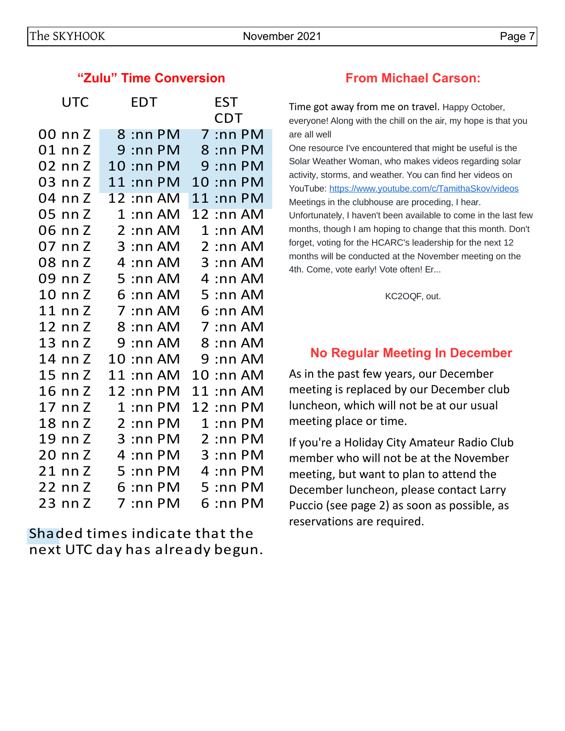## "Zulu" Time Conversion

| UTC | EDT | EST CDT |
|---|---|---|
| 00 nn Z | 8 :nn PM | 7 :nn PM |
| 01 nn Z | 9 :nn PM | 8 :nn PM |
| 02 nn Z | 10 :nn PM | 9 :nn PM |
| 03 nn Z | 11 :nn PM | 10 :nn PM |
| 04 nn Z | 12 :nn AM | 11 :nn PM |
| 05 nn Z | 1 :nn AM | 12 :nn AM |
| 06 nn Z | 2 :nn AM | 1 :nn AM |
| 07 nn Z | 3 :nn AM | 2 :nn AM |
| 08 nn Z | 4 :nn AM | 3 :nn AM |
| 09 nn Z | 5 :nn AM | 4 :nn AM |
| 10 nn Z | 6 :nn AM | 5 :nn AM |
| 11 nn Z | 7 :nn AM | 6 :nn AM |
| 12 nn Z | 8 :nn AM | 7 :nn AM |
| 13 nn Z | 9 :nn AM | 8 :nn AM |
| 14 nn Z | 10 :nn AM | 9 :nn AM |
| 15 nn Z | 11 :nn AM | 10 :nn AM |
| 16 nn Z | 12 :nn PM | 11 :nn AM |
| 17 nn Z | 1 :nn PM | 12 :nn PM |
| 18 nn Z | 2 :nn PM | 1 :nn PM |
| 19 nn Z | 3 :nn PM | 2 :nn PM |
| 20 nn Z | 4 :nn PM | 3 :nn PM |
| 21 nn Z | 5 :nn PM | 4 :nn PM |
| 22 nn Z | 6 :nn PM | 5 :nn PM |
| 23 nn Z | 7 :nn PM | 6 :nn PM |

Shaded times indicate that the next UTC day has already begun.

## From Michael Carson:

Time got away from me on travel. Happy October, everyone! Along with the chill on the air, my hope is that you are all well

One resource I've encountered that might be useful is the Solar Weather Woman, who makes videos regarding solar activity, storms, and weather. You can find her videos on YouTube: https://www.youtube.com/c/TamithaSkov/videos

Meetings in the clubhouse are proceding, I hear. Unfortunately, I haven't been available to come in the last few months, though I am hoping to change that this month. Don't forget, voting for the HCARC's leadership for the next 12 months will be conducted at the November meeting on the 4th. Come, vote early! Vote often! Er...

KC2OQF, out.

## No Regular Meeting In December

As in the past few years, our December meeting is replaced by our December club luncheon, which will not be at our usual meeting place or time.

If you're a Holiday City Amateur Radio Club member who will not be at the November meeting, but want to plan to attend the December luncheon, please contact Larry Puccio (see page 2) as soon as possible, as reservations are required.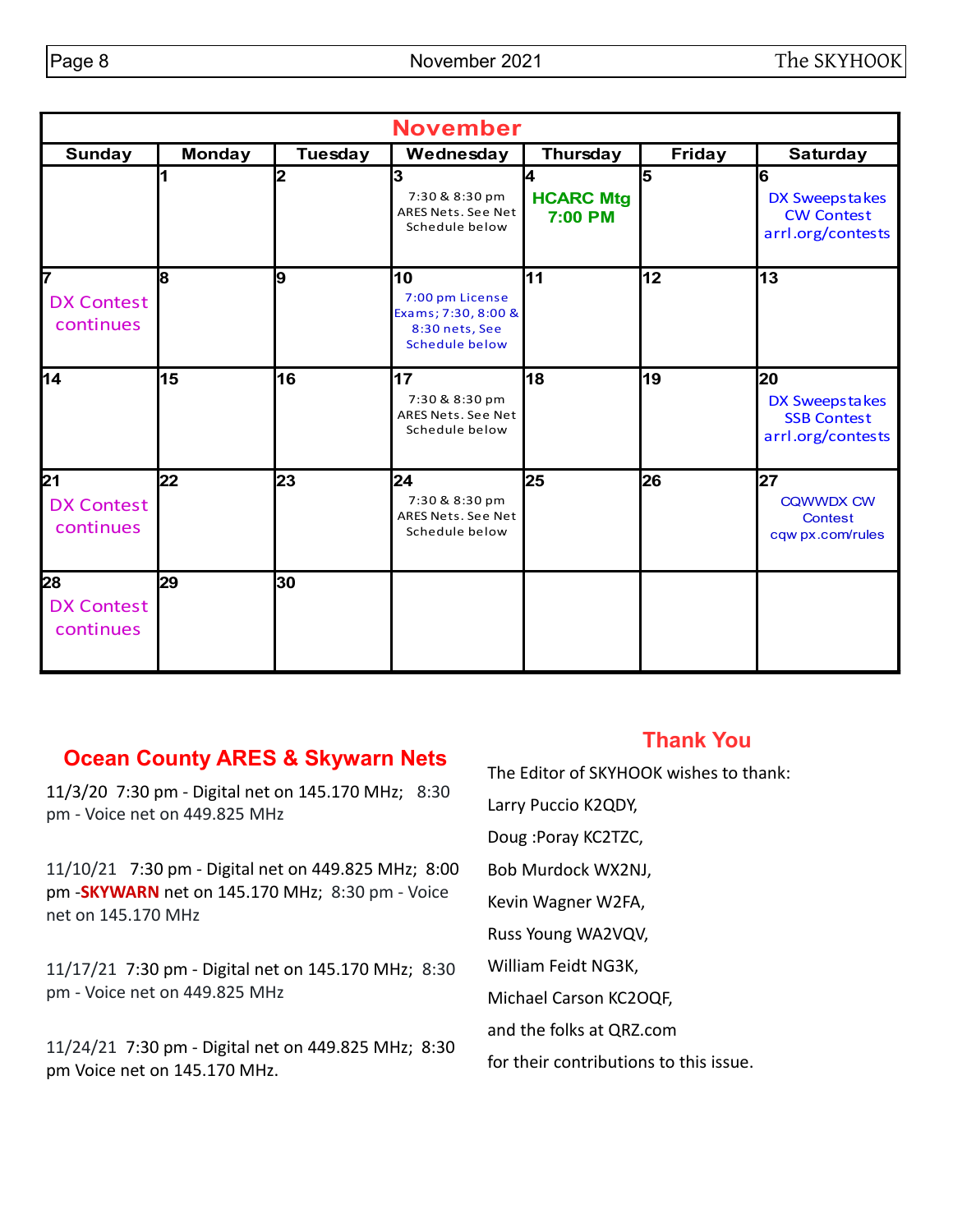## November

| Sunday | Monday | Tuesday | Wednesday | Thursday | Friday | Saturday |
|---|---|---|---|---|---|---|
| | 1 | 2 | 3 7:30 & 8:30 pm ARES Nets. See Net Schedule below | 4 **HCARC Mtg 7:00 PM** | 5 | 6 DX Sweepstakes CW Contest arrl.org/contests |
| 7 DX Contest continues | 8 | 9 | 10 7:00 pm License Exams; 7:30, 8:00 & 8:30 nets, See Schedule below | 11 | 12 | 13 |
| 14 | 15 | 16 | 17 7:30 & 8:30 pm ARES Nets. See Net Schedule below | 18 | 19 | 20 DX Sweepstakes SSB Contest arrl.org/contests |
| 21 DX Contest continues | 22 | 23 | 24 7:30 & 8:30 pm ARES Nets. See Net Schedule below | 25 | 26 | 27 CQWWDX CW Contest cqwpx.com/rules |
| 28 DX Contest continues | 29 | 30 | | | | |

## Ocean County ARES & Skywarn Nets

11/3/20 7:30 pm - Digital net on 145.170 MHz; 8:30 pm - Voice net on 449.825 MHz

11/10/21 7:30 pm - Digital net on 449.825 MHz; 8:00 pm -**SKYWARN** net on 145.170 MHz; 8:30 pm - Voice net on 145.170 MHz

11/17/21 7:30 pm - Digital net on 145.170 MHz; 8:30 pm - Voice net on 449.825 MHz

11/24/21 7:30 pm - Digital net on 449.825 MHz; 8:30 pm Voice net on 145.170 MHz.

## Thank You

The Editor of SKYHOOK wishes to thank:

Larry Puccio K2QDY,

Doug :Poray KC2TZC,

Bob Murdock WX2NJ,

Kevin Wagner W2FA,

Russ Young WA2VQV,

William Feidt NG3K,

Michael Carson KC2OQF,

and the folks at QRZ.com

for their contributions to this issue.